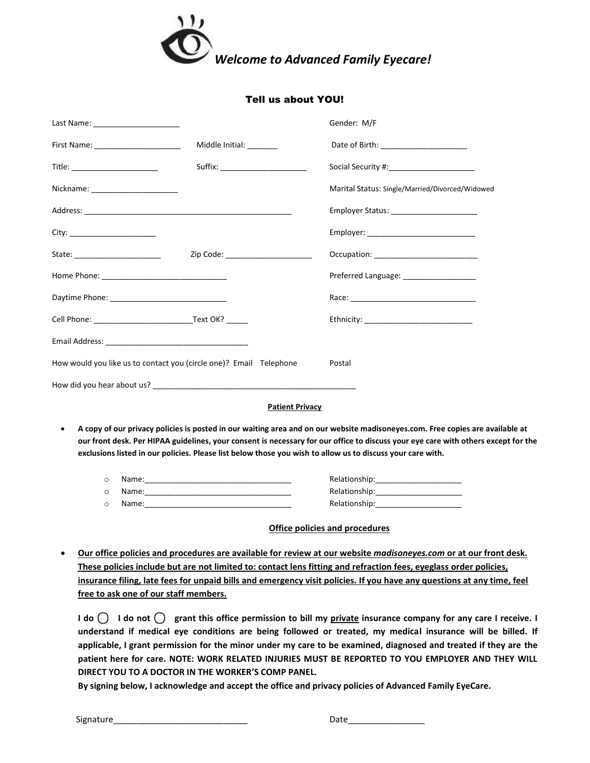# *Welcome to Advanced Family Eyecare!*

## Tell us about YOU!

Last Name: ____________________

Gender: M/F

First Name: ____________________ Middle Initial: _______

Date of Birth: ____________________

Title: ____________________ Suffix: ____________________

Social Security #:____________________

Nickname: ____________________

Marital Status: Single/Married/Divorced/Widowed

Address: __________________________________________________

Employer Status: ____________________

City: ____________________

Employer: _________________________

State: ____________________ Zip Code: ____________________

Occupation: ________________________

Home Phone: _____________________________

Preferred Language: _________________

Daytime Phone: ___________________________

Race: ______________________________

Cell Phone: ______________________Text OK? _____

Ethnicity: _________________________

Email Address: _________________________________

How would you like us to contact you (circle one)? Email Telephone Postal

How did you hear about us? _______________________________________________

**Patient Privacy**

- **A copy of our privacy policies is posted in our waiting area and on our website madisoneyes.com. Free copies are available at our front desk. Per HIPAA guidelines, your consent is necessary for our office to discuss your eye care with others except for the exclusions listed in our policies. Please list below those you wish to allow us to discuss your care with.**
  - Name:__________________________________ Relationship:____________________
  - Name:__________________________________ Relationship:____________________
  - Name:__________________________________ Relationship:____________________

**Office policies and procedures**

- **Our office policies and procedures are available for review at our website *madisoneyes.com* or at our front desk. These policies include but are not limited to: contact lens fitting and refraction fees, eyeglass order policies, insurance filing, late fees for unpaid bills and emergency visit policies. If you have any questions at any time, feel free to ask one of our staff members.**

**I do ◯ I do not ◯ grant this office permission to bill my private insurance company for any care I receive. I understand if medical eye conditions are being followed or treated, my medical insurance will be billed. If applicable, I grant permission for the minor under my care to be examined, diagnosed and treated if they are the patient here for care. NOTE: WORK RELATED INJURIES MUST BE REPORTED TO YOU EMPLOYER AND THEY WILL DIRECT YOU TO A DOCTOR IN THE WORKER'S COMP PANEL.**
**By signing below, I acknowledge and accept the office and privacy policies of Advanced Family EyeCare.**

Signature____________________________ Date________________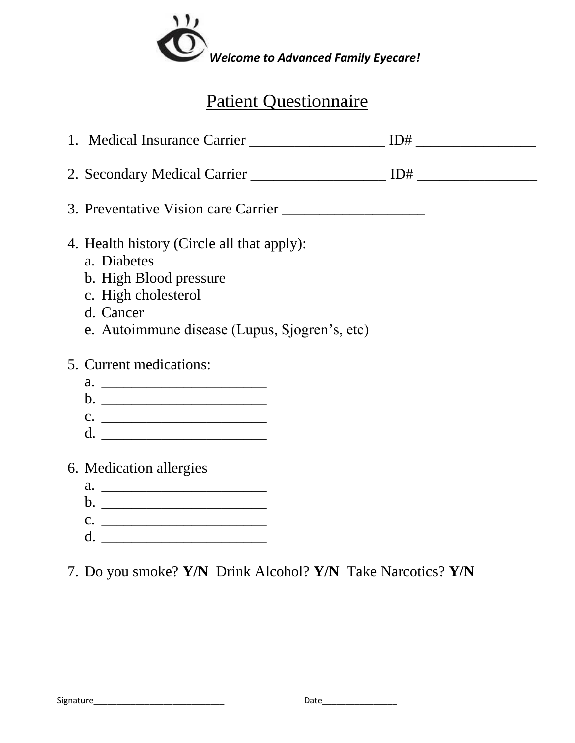***Welcome to Advanced Family Eyecare!***

# Patient Questionnaire

1. Medical Insurance Carrier ___________________ ID# _________________

2. Secondary Medical Carrier ___________________ ID# _________________

3. Preventative Vision care Carrier ____________________

4. Health history (Circle all that apply):
   a. Diabetes
   b. High Blood pressure
   c. High cholesterol
   d. Cancer
   e. Autoimmune disease (Lupus, Sjogren's, etc)

5. Current medications:
   a. _______________________
   b. _______________________
   c. _______________________
   d. _______________________

6. Medication allergies
   a. _______________________
   b. _______________________
   c. _______________________
   d. _______________________

7. Do you smoke? **Y/N** Drink Alcohol? **Y/N** Take Narcotics? **Y/N**

Signature___________________________ Date________________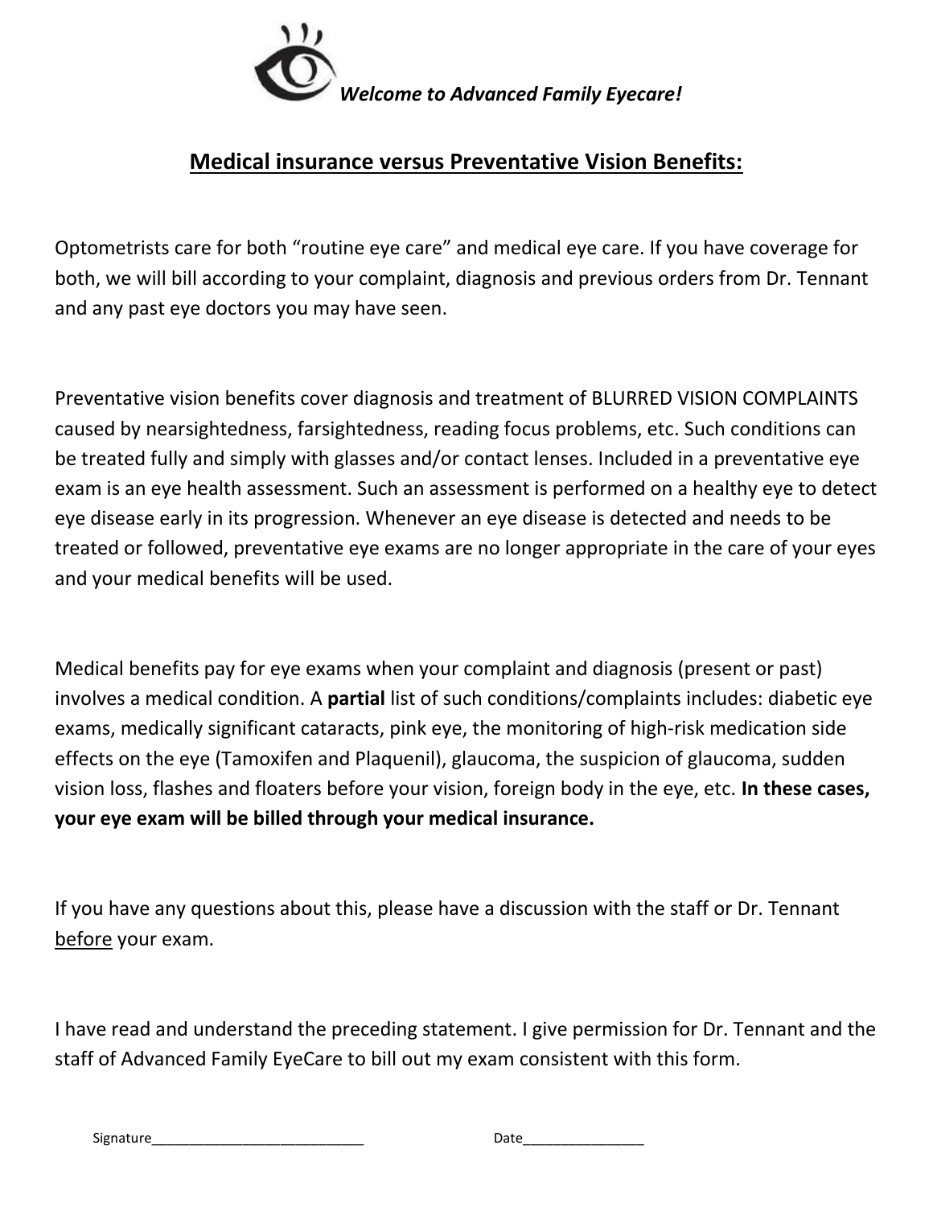*Welcome to Advanced Family Eyecare!*

## Medical insurance versus Preventative Vision Benefits:

Optometrists care for both "routine eye care" and medical eye care. If you have coverage for both, we will bill according to your complaint, diagnosis and previous orders from Dr. Tennant and any past eye doctors you may have seen.

Preventative vision benefits cover diagnosis and treatment of BLURRED VISION COMPLAINTS caused by nearsightedness, farsightedness, reading focus problems, etc. Such conditions can be treated fully and simply with glasses and/or contact lenses. Included in a preventative eye exam is an eye health assessment. Such an assessment is performed on a healthy eye to detect eye disease early in its progression. Whenever an eye disease is detected and needs to be treated or followed, preventative eye exams are no longer appropriate in the care of your eyes and your medical benefits will be used.

Medical benefits pay for eye exams when your complaint and diagnosis (present or past) involves a medical condition. A **partial** list of such conditions/complaints includes: diabetic eye exams, medically significant cataracts, pink eye, the monitoring of high-risk medication side effects on the eye (Tamoxifen and Plaquenil), glaucoma, the suspicion of glaucoma, sudden vision loss, flashes and floaters before your vision, foreign body in the eye, etc. **In these cases, your eye exam will be billed through your medical insurance.**

If you have any questions about this, please have a discussion with the staff or Dr. Tennant <u>before</u> your exam.

I have read and understand the preceding statement. I give permission for Dr. Tennant and the staff of Advanced Family EyeCare to bill out my exam consistent with this form.

Signature___________________________ Date_______________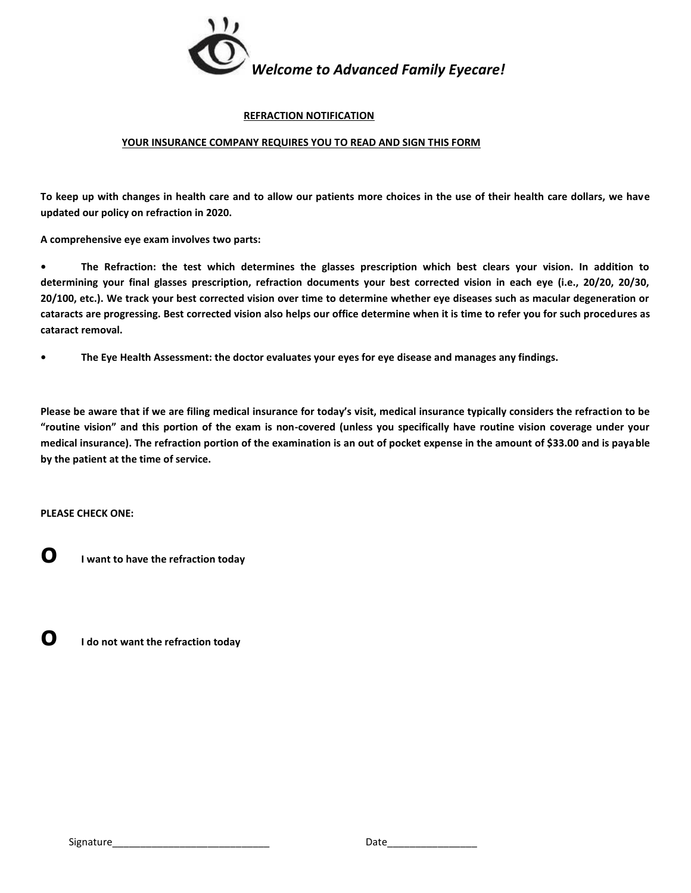*Welcome to Advanced Family Eyecare!*

**REFRACTION NOTIFICATION**

**YOUR INSURANCE COMPANY REQUIRES YOU TO READ AND SIGN THIS FORM**

**To keep up with changes in health care and to allow our patients more choices in the use of their health care dollars, we have updated our policy on refraction in 2020.**

**A comprehensive eye exam involves two parts:**

- **The Refraction: the test which determines the glasses prescription which best clears your vision. In addition to determining your final glasses prescription, refraction documents your best corrected vision in each eye (i.e., 20/20, 20/30, 20/100, etc.). We track your best corrected vision over time to determine whether eye diseases such as macular degeneration or cataracts are progressing. Best corrected vision also helps our office determine when it is time to refer you for such procedures as cataract removal.**
- **The Eye Health Assessment: the doctor evaluates your eyes for eye disease and manages any findings.**

**Please be aware that if we are filing medical insurance for today's visit, medical insurance typically considers the refraction to be "routine vision" and this portion of the exam is non-covered (unless you specifically have routine vision coverage under your medical insurance). The refraction portion of the examination is an out of pocket expense in the amount of $33.00 and is payable by the patient at the time of service.**

**PLEASE CHECK ONE:**

o **I want to have the refraction today**

o **I do not want the refraction today**

Signature____________________________ Date________________